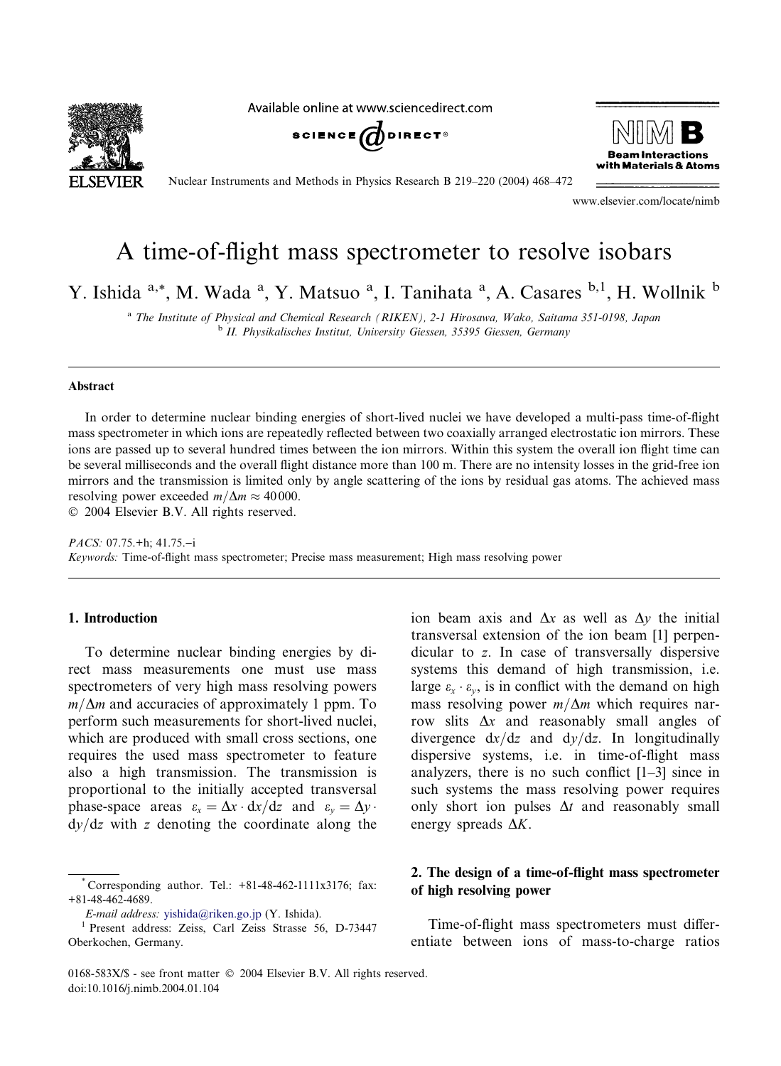# A time-of-flight mass spectrometer to resolve isobars

Y. Ishida [a,*], M. Wada [a], Y. Matsuo [a], I. Tanihata [a], A. Casares [b,1], H. Wollnik [b]

[a] *The Institute of Physical and Chemical Research (RIKEN), 2-1 Hirosawa, Wako, Saitama 351-0198, Japan*
[b] *II. Physikalisches Institut, University Giessen, 35395 Giessen, Germany*

## Abstract

In order to determine nuclear binding energies of short-lived nuclei we have developed a multi-pass time-of-flight mass spectrometer in which ions are repeatedly reflected between two coaxially arranged electrostatic ion mirrors. These ions are passed up to several hundred times between the ion mirrors. Within this system the overall ion flight time can be several milliseconds and the overall flight distance more than 100 m. There are no intensity losses in the grid-free ion mirrors and the transmission is limited only by angle scattering of the ions by residual gas atoms. The achieved mass resolving power exceeded $m/\Delta m \approx 40\,000$.

© 2004 Elsevier B.V. All rights reserved.

*PACS:* 07.75.+h; 41.75.–i

*Keywords:* Time-of-flight mass spectrometer; Precise mass measurement; High mass resolving power

## 1. Introduction

To determine nuclear binding energies by direct mass measurements one must use mass spectrometers of very high mass resolving powers $m/\Delta m$ and accuracies of approximately 1 ppm. To perform such measurements for short-lived nuclei, which are produced with small cross sections, one requires the used mass spectrometer to feature also a high transmission. The transmission is proportional to the initially accepted transversal phase-space areas $\varepsilon_x = \Delta x \cdot \mathrm{d}x/\mathrm{d}z$ and $\varepsilon_y = \Delta y \cdot \mathrm{d}y/\mathrm{d}z$ with $z$ denoting the coordinate along the ion beam axis and $\Delta x$ as well as $\Delta y$ the initial transversal extension of the ion beam [1] perpendicular to $z$. In case of transversally dispersive systems this demand of high transmission, i.e. large $\varepsilon_x \cdot \varepsilon_y$, is in conflict with the demand on high mass resolving power $m/\Delta m$ which requires narrow slits $\Delta x$ and reasonably small angles of divergence $\mathrm{d}x/\mathrm{d}z$ and $\mathrm{d}y/\mathrm{d}z$. In longitudinally dispersive systems, i.e. in time-of-flight mass analyzers, there is no such conflict [1–3] since in such systems the mass resolving power requires only short ion pulses $\Delta t$ and reasonably small energy spreads $\Delta K$.

## 2. The design of a time-of-flight mass spectrometer of high resolving power

Time-of-flight mass spectrometers must differentiate between ions of mass-to-charge ratios

---

\* Corresponding author. Tel.: +81-48-462-1111x3176; fax: +81-48-462-4689.

*E-mail address:* yishida@riken.go.jp (Y. Ishida).

[1] Present address: Zeiss, Carl Zeiss Strasse 56, D-73447 Oberkochen, Germany.

0168-583X/$ - see front matter © 2004 Elsevier B.V. All rights reserved.
doi:10.1016/j.nimb.2004.01.104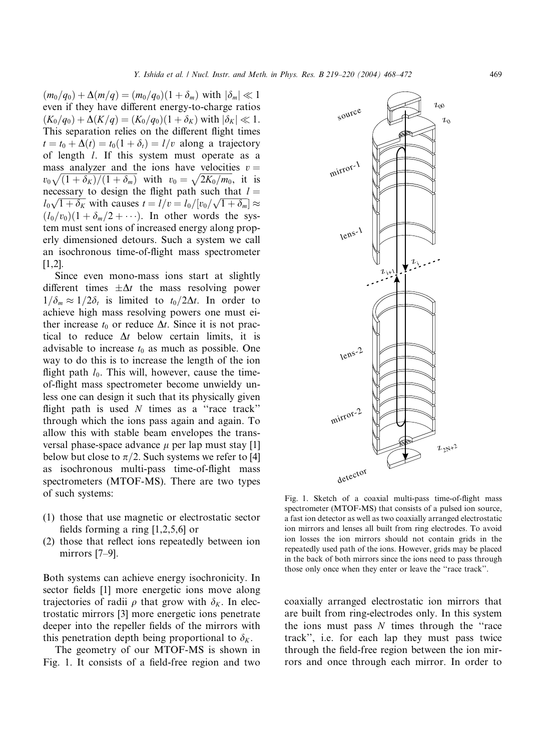$(m_0/q_0) + \Delta(m/q) = (m_0/q_0)(1 + \delta_m)$ with $|\delta_m| \ll 1$ even if they have different energy-to-charge ratios $(K_0/q_0) + \Delta(K/q) = (K_0/q_0)(1 + \delta_K)$ with $|\delta_K| \ll 1$. This separation relies on the different flight times $t = t_0 + \Delta(t) = t_0(1 + \delta_t) = l/v$ along a trajectory of length $l$. If this system must operate as a mass analyzer and the ions have velocities $v = v_0\sqrt{(1+\delta_K)/(1+\delta_m)}$ with $v_0 = \sqrt{2K_0/m_0}$, it is necessary to design the flight path such that $l = l_0\sqrt{1+\delta_K}$ with causes $t = l/v = l_0/[v_0/\sqrt{1+\delta_m}] \approx (l_0/v_0)(1 + \delta_m/2 + \cdots)$. In other words the system must sent ions of increased energy along properly dimensioned detours. Such a system we call an isochronous time-of-flight mass spectrometer [1,2].

Since even mono-mass ions start at slightly different times $\pm\Delta t$ the mass resolving power $1/\delta_m \approx 1/2\delta_t$ is limited to $t_0/2\Delta t$. In order to achieve high mass resolving powers one must either increase $t_0$ or reduce $\Delta t$. Since it is not practical to reduce $\Delta t$ below certain limits, it is advisable to increase $t_0$ as much as possible. One way to do this is to increase the length of the ion flight path $l_0$. This will, however, cause the time-of-flight mass spectrometer become unwieldy unless one can design it such that its physically given flight path is used $N$ times as a "race track" through which the ions pass again and again. To allow this with stable beam envelopes the transversal phase-space advance $\mu$ per lap must stay [1] below but close to $\pi/2$. Such systems we refer to [4] as isochronous multi-pass time-of-flight mass spectrometers (MTOF-MS). There are two types of such systems:

(1) those that use magnetic or electrostatic sector fields forming a ring [1,2,5,6] or
(2) those that reflect ions repeatedly between ion mirrors [7–9].

Both systems can achieve energy isochronicity. In sector fields [1] more energetic ions move along trajectories of radii $\rho$ that grow with $\delta_K$. In electrostatic mirrors [3] more energetic ions penetrate deeper into the repeller fields of the mirrors with this penetration depth being proportional to $\delta_K$.

The geometry of our MTOF-MS is shown in Fig. 1. It consists of a field-free region and two coaxially arranged electrostatic ion mirrors that are built from ring-electrodes only. In this system the ions must pass $N$ times through the "race track", i.e. for each lap they must pass twice through the field-free region between the ion mirrors and once through each mirror. In order to

Fig. 1. Sketch of a coaxial multi-pass time-of-flight mass spectrometer (MTOF-MS) that consists of a pulsed ion source, a fast ion detector as well as two coaxially arranged electrostatic ion mirrors and lenses all built from ring electrodes. To avoid ion losses the ion mirrors should not contain grids in the repeatedly used path of the ions. However, grids may be placed in the back of both mirrors since the ions need to pass through those only once when they enter or leave the "race track".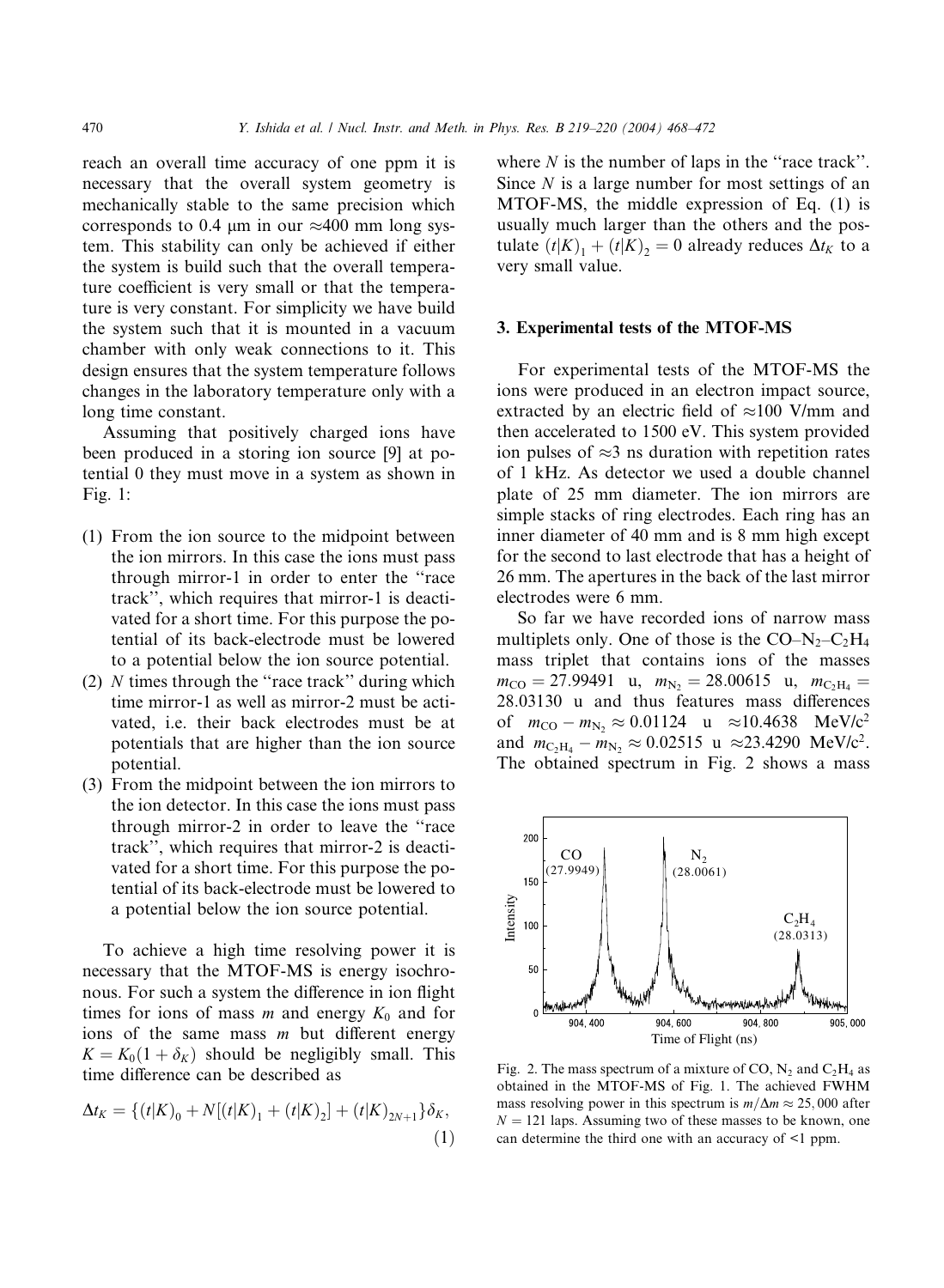reach an overall time accuracy of one ppm it is necessary that the overall system geometry is mechanically stable to the same precision which corresponds to 0.4 μm in our ≈400 mm long system. This stability can only be achieved if either the system is build such that the overall temperature coefficient is very small or that the temperature is very constant. For simplicity we have build the system such that it is mounted in a vacuum chamber with only weak connections to it. This design ensures that the system temperature follows changes in the laboratory temperature only with a long time constant.

Assuming that positively charged ions have been produced in a storing ion source [9] at potential 0 they must move in a system as shown in Fig. 1:

(1) From the ion source to the midpoint between the ion mirrors. In this case the ions must pass through mirror-1 in order to enter the "race track", which requires that mirror-1 is deactivated for a short time. For this purpose the potential of its back-electrode must be lowered to a potential below the ion source potential.
(2) $N$ times through the "race track" during which time mirror-1 as well as mirror-2 must be activated, i.e. their back electrodes must be at potentials that are higher than the ion source potential.
(3) From the midpoint between the ion mirrors to the ion detector. In this case the ions must pass through mirror-2 in order to leave the "race track", which requires that mirror-2 is deactivated for a short time. For this purpose the potential of its back-electrode must be lowered to a potential below the ion source potential.

To achieve a high time resolving power it is necessary that the MTOF-MS is energy isochronous. For such a system the difference in ion flight times for ions of mass $m$ and energy $K_0$ and for ions of the same mass $m$ but different energy $K = K_0(1 + \delta_K)$ should be negligibly small. This time difference can be described as

$$\Delta t_K = \{(t|K)_0 + N[(t|K)_1 + (t|K)_2] + (t|K)_{2N+1}\}\delta_K, \tag{1}$$

where $N$ is the number of laps in the "race track". Since $N$ is a large number for most settings of an MTOF-MS, the middle expression of Eq. (1) is usually much larger than the others and the postulate $(t|K)_1 + (t|K)_2 = 0$ already reduces $\Delta t_K$ to a very small value.

## 3. Experimental tests of the MTOF-MS

For experimental tests of the MTOF-MS the ions were produced in an electron impact source, extracted by an electric field of ≈100 V/mm and then accelerated to 1500 eV. This system provided ion pulses of ≈3 ns duration with repetition rates of 1 kHz. As detector we used a double channel plate of 25 mm diameter. The ion mirrors are simple stacks of ring electrodes. Each ring has an inner diameter of 40 mm and is 8 mm high except for the second to last electrode that has a height of 26 mm. The apertures in the back of the last mirror electrodes were 6 mm.

So far we have recorded ions of narrow mass multiplets only. One of those is the CO–$N_2$–$C_2H_4$ mass triplet that contains ions of the masses $m_{CO} = 27.99491$ u, $m_{N_2} = 28.00615$ u, $m_{C_2H_4} = 28.03130$ u and thus features mass differences of $m_{CO} - m_{N_2} \approx 0.01124$ u $\approx 10.4638$ MeV/c$^2$ and $m_{C_2H_4} - m_{N_2} \approx 0.02515$ u $\approx 23.4290$ MeV/c$^2$. The obtained spectrum in Fig. 2 shows a mass

Fig. 2. The mass spectrum of a mixture of CO, $N_2$ and $C_2H_4$ as obtained in the MTOF-MS of Fig. 1. The achieved FWHM mass resolving power in this spectrum is $m/\Delta m \approx 25,000$ after $N = 121$ laps. Assuming two of these masses to be known, one can determine the third one with an accuracy of <1 ppm.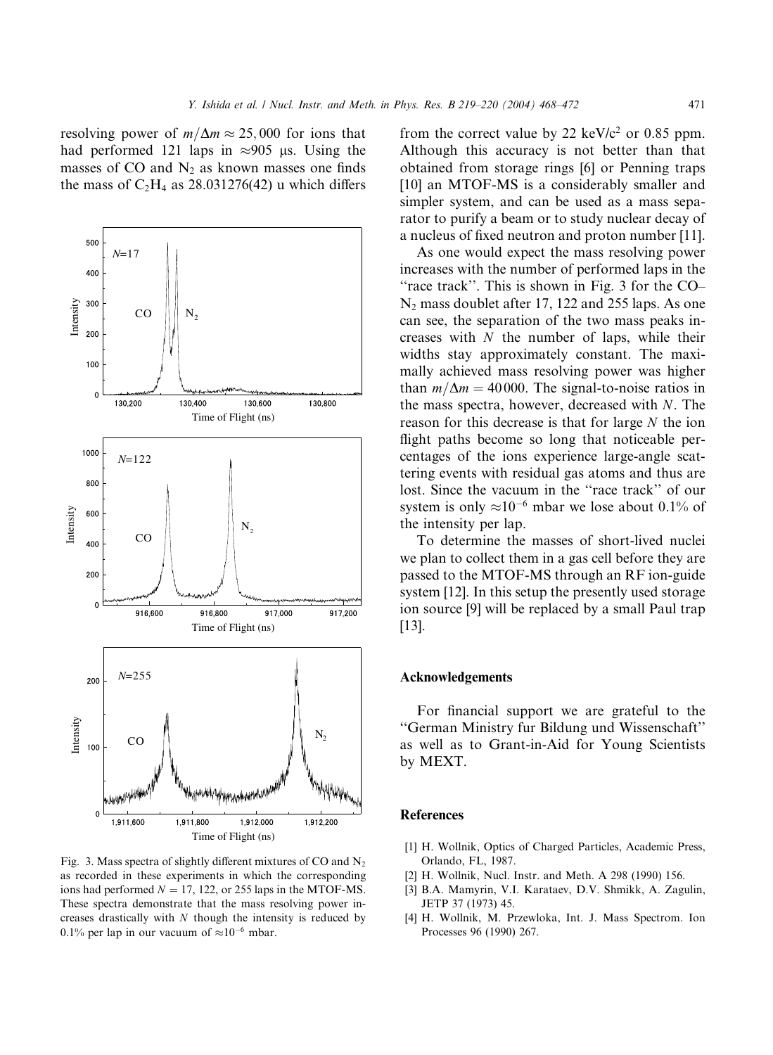resolving power of $m/\Delta m \approx 25,000$ for ions that had performed 121 laps in $\approx$905 μs. Using the masses of CO and $N_2$ as known masses one finds the mass of $C_2H_4$ as 28.031276(42) u which differs from the correct value by 22 keV/c$^2$ or 0.85 ppm. Although this accuracy is not better than that obtained from storage rings [6] or Penning traps [10] an MTOF-MS is a considerably smaller and simpler system, and can be used as a mass separator to purify a beam or to study nuclear decay of a nucleus of fixed neutron and proton number [11].

As one would expect the mass resolving power increases with the number of performed laps in the "race track". This is shown in Fig. 3 for the CO–$N_2$ mass doublet after 17, 122 and 255 laps. As one can see, the separation of the two mass peaks increases with $N$ the number of laps, while their widths stay approximately constant. The maximally achieved mass resolving power was higher than $m/\Delta m = 40000$. The signal-to-noise ratios in the mass spectra, however, decreased with $N$. The reason for this decrease is that for large $N$ the ion flight paths become so long that noticeable percentages of the ions experience large-angle scattering events with residual gas atoms and thus are lost. Since the vacuum in the "race track" of our system is only $\approx 10^{-6}$ mbar we lose about 0.1% of the intensity per lap.

To determine the masses of short-lived nuclei we plan to collect them in a gas cell before they are passed to the MTOF-MS through an RF ion-guide system [12]. In this setup the presently used storage ion source [9] will be replaced by a small Paul trap [13].

Fig. 3. Mass spectra of slightly different mixtures of CO and $N_2$ as recorded in these experiments in which the corresponding ions had performed $N = 17$, 122, or 255 laps in the MTOF-MS. These spectra demonstrate that the mass resolving power increases drastically with $N$ though the intensity is reduced by 0.1% per lap in our vacuum of $\approx 10^{-6}$ mbar.

## Acknowledgements

For financial support we are grateful to the "German Ministry fur Bildung und Wissenschaft" as well as to Grant-in-Aid for Young Scientists by MEXT.

## References

[1] H. Wollnik, Optics of Charged Particles, Academic Press, Orlando, FL, 1987.

[2] H. Wollnik, Nucl. Instr. and Meth. A 298 (1990) 156.

[3] B.A. Mamyrin, V.I. Karataev, D.V. Shmikk, A. Zagulin, JETP 37 (1973) 45.

[4] H. Wollnik, M. Przewloka, Int. J. Mass Spectrom. Ion Processes 96 (1990) 267.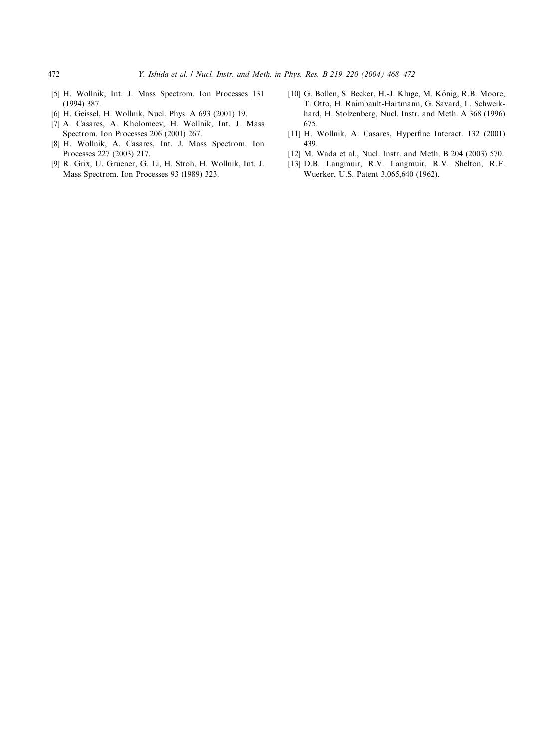[5] H. Wollnik, Int. J. Mass Spectrom. Ion Processes 131 (1994) 387.

[6] H. Geissel, H. Wollnik, Nucl. Phys. A 693 (2001) 19.

[7] A. Casares, A. Kholomeev, H. Wollnik, Int. J. Mass Spectrom. Ion Processes 206 (2001) 267.

[8] H. Wollnik, A. Casares, Int. J. Mass Spectrom. Ion Processes 227 (2003) 217.

[9] R. Grix, U. Gruener, G. Li, H. Stroh, H. Wollnik, Int. J. Mass Spectrom. Ion Processes 93 (1989) 323.

[10] G. Bollen, S. Becker, H.-J. Kluge, M. König, R.B. Moore, T. Otto, H. Raimbault-Hartmann, G. Savard, L. Schweikhard, H. Stolzenberg, Nucl. Instr. and Meth. A 368 (1996) 675.

[11] H. Wollnik, A. Casares, Hyperfine Interact. 132 (2001) 439.

[12] M. Wada et al., Nucl. Instr. and Meth. B 204 (2003) 570.

[13] D.B. Langmuir, R.V. Langmuir, R.V. Shelton, R.F. Wuerker, U.S. Patent 3,065,640 (1962).